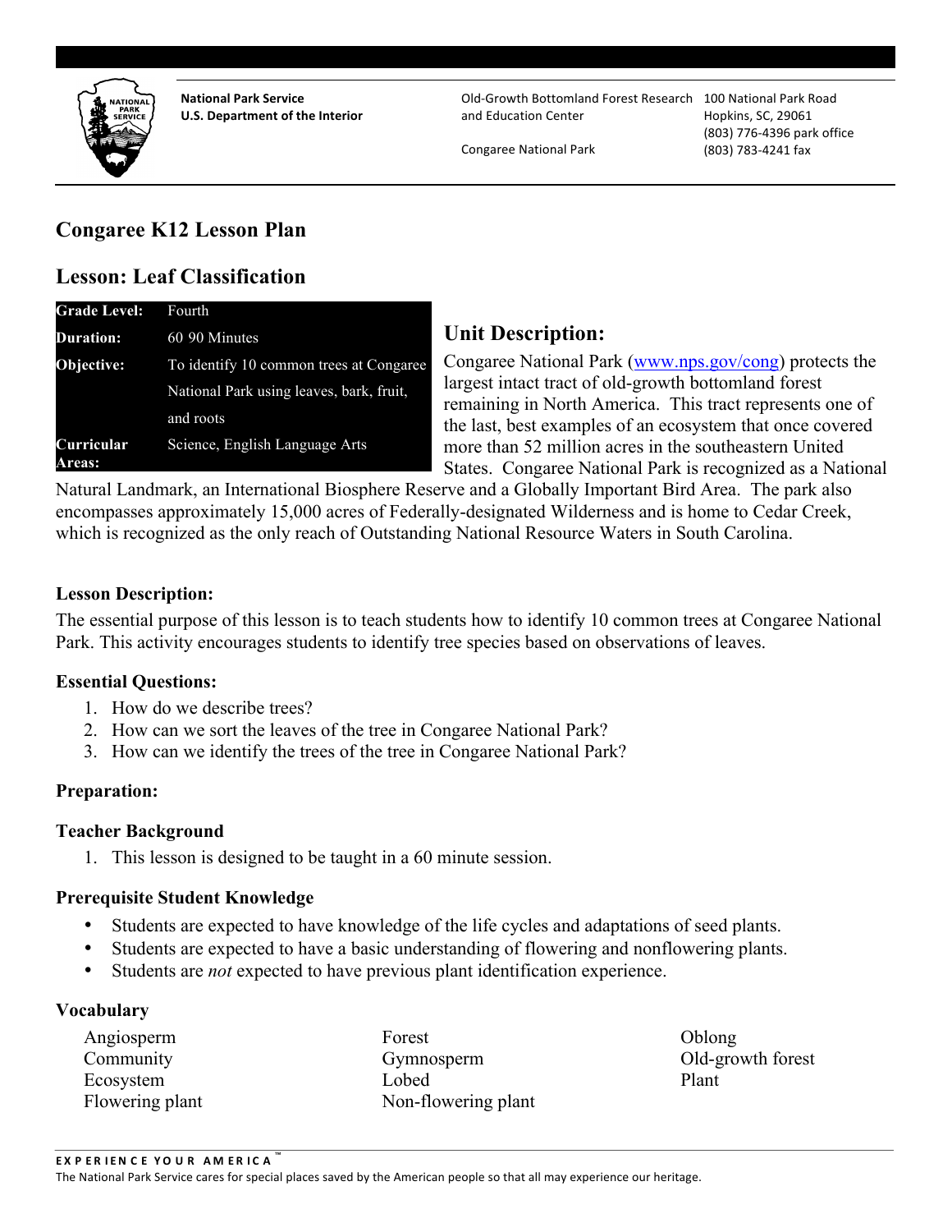National Park Service
U.S. Department of the Interior

Old-Growth Bottomland Forest Research and Education Center

Congaree National Park

100 National Park Road
Hopkins, SC, 29061
(803) 776-4396 park office
(803) 783-4241 fax

# Congaree K12 Lesson Plan

## Lesson: Leaf Classification

| | |
|---|---|
| **Grade Level:** | Fourth |
| **Duration:** | 60 90 Minutes |
| **Objective:** | To identify 10 common trees at Congaree National Park using leaves, bark, fruit, and roots |
| **Curricular Areas:** | Science, English Language Arts |

## Unit Description:

Congaree National Park (www.nps.gov/cong) protects the largest intact tract of old-growth bottomland forest remaining in North America. This tract represents one of the last, best examples of an ecosystem that once covered more than 52 million acres in the southeastern United States. Congaree National Park is recognized as a National Natural Landmark, an International Biosphere Reserve and a Globally Important Bird Area. The park also encompasses approximately 15,000 acres of Federally-designated Wilderness and is home to Cedar Creek, which is recognized as the only reach of Outstanding National Resource Waters in South Carolina.

### Lesson Description:

The essential purpose of this lesson is to teach students how to identify 10 common trees at Congaree National Park. This activity encourages students to identify tree species based on observations of leaves.

### Essential Questions:

1. How do we describe trees?
2. How can we sort the leaves of the tree in Congaree National Park?
3. How can we identify the trees of the tree in Congaree National Park?

### Preparation:

### Teacher Background

1. This lesson is designed to be taught in a 60 minute session.

### Prerequisite Student Knowledge

- Students are expected to have knowledge of the life cycles and adaptations of seed plants.
- Students are expected to have a basic understanding of flowering and nonflowering plants.
- Students are *not* expected to have previous plant identification experience.

### Vocabulary

| | | |
|---|---|---|
| Angiosperm | Forest | Oblong |
| Community | Gymnosperm | Old-growth forest |
| Ecosystem | Lobed | Plant |
| Flowering plant | Non-flowering plant | |

EXPERIENCE YOUR AMERICA™
The National Park Service cares for special places saved by the American people so that all may experience our heritage.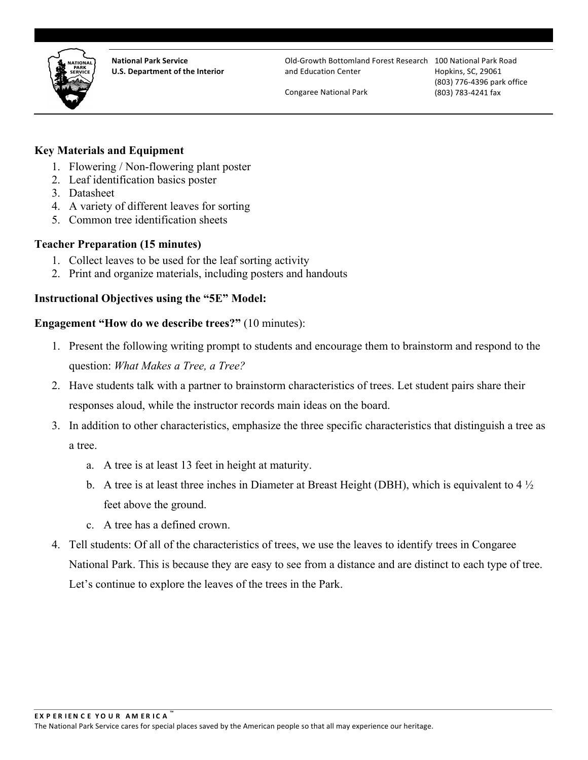## Key Materials and Equipment

1. Flowering / Non-flowering plant poster
2. Leaf identification basics poster
3. Datasheet
4. A variety of different leaves for sorting
5. Common tree identification sheets

## Teacher Preparation (15 minutes)

1. Collect leaves to be used for the leaf sorting activity
2. Print and organize materials, including posters and handouts

## Instructional Objectives using the "5E" Model:

**Engagement "How do we describe trees?"** (10 minutes):

1. Present the following writing prompt to students and encourage them to brainstorm and respond to the question: *What Makes a Tree, a Tree?*
2. Have students talk with a partner to brainstorm characteristics of trees. Let student pairs share their responses aloud, while the instructor records main ideas on the board.
3. In addition to other characteristics, emphasize the three specific characteristics that distinguish a tree as a tree.
   a. A tree is at least 13 feet in height at maturity.
   b. A tree is at least three inches in Diameter at Breast Height (DBH), which is equivalent to 4 ½ feet above the ground.
   c. A tree has a defined crown.
4. Tell students: Of all of the characteristics of trees, we use the leaves to identify trees in Congaree National Park. This is because they are easy to see from a distance and are distinct to each type of tree. Let's continue to explore the leaves of the trees in the Park.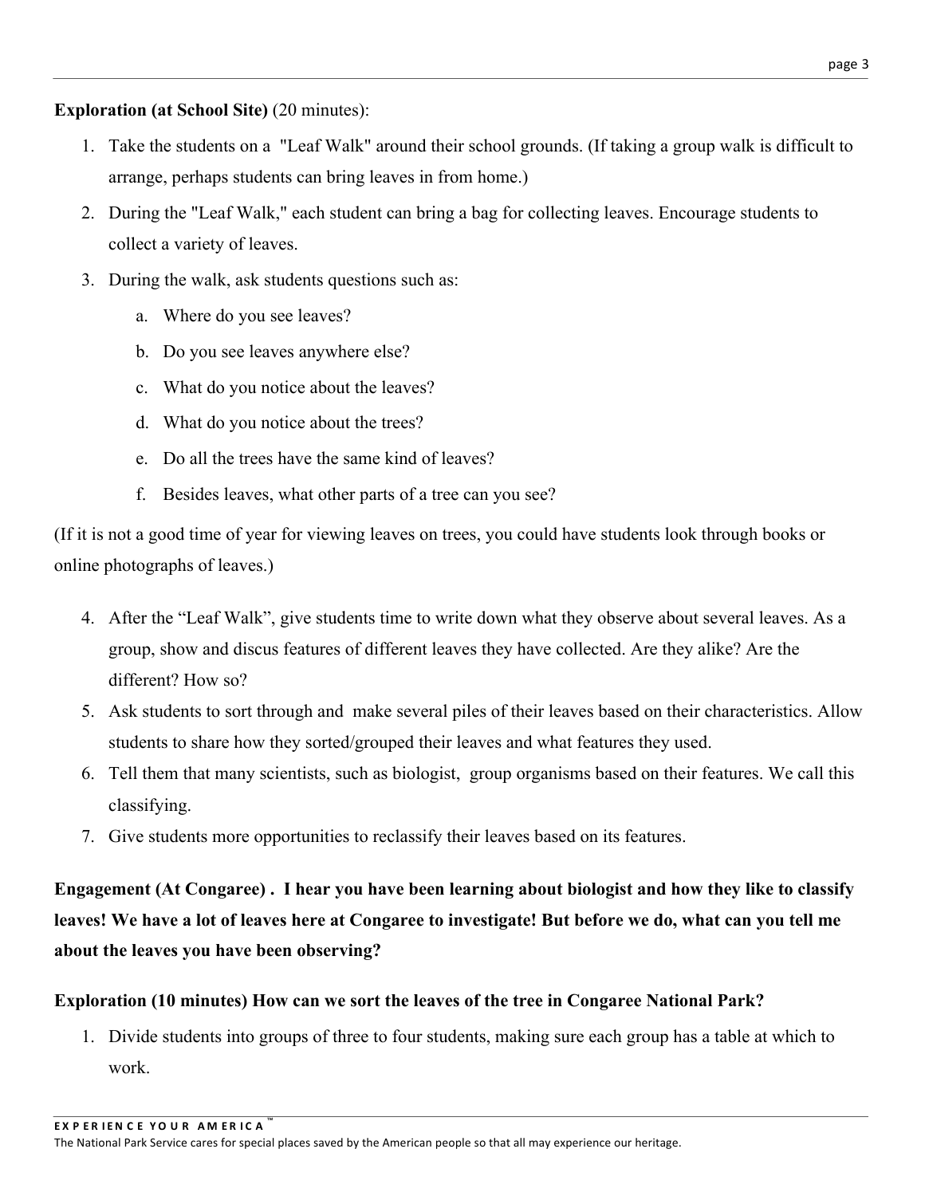**Exploration (at School Site)** (20 minutes):

1. Take the students on a "Leaf Walk" around their school grounds. (If taking a group walk is difficult to arrange, perhaps students can bring leaves in from home.)
2. During the "Leaf Walk," each student can bring a bag for collecting leaves. Encourage students to collect a variety of leaves.
3. During the walk, ask students questions such as:
   a. Where do you see leaves?
   b. Do you see leaves anywhere else?
   c. What do you notice about the leaves?
   d. What do you notice about the trees?
   e. Do all the trees have the same kind of leaves?
   f. Besides leaves, what other parts of a tree can you see?

(If it is not a good time of year for viewing leaves on trees, you could have students look through books or online photographs of leaves.)

4. After the "Leaf Walk", give students time to write down what they observe about several leaves. As a group, show and discus features of different leaves they have collected. Are they alike? Are the different? How so?
5. Ask students to sort through and make several piles of their leaves based on their characteristics. Allow students to share how they sorted/grouped their leaves and what features they used.
6. Tell them that many scientists, such as biologist, group organisms based on their features. We call this classifying.
7. Give students more opportunities to reclassify their leaves based on its features.

**Engagement (At Congaree) . I hear you have been learning about biologist and how they like to classify leaves! We have a lot of leaves here at Congaree to investigate! But before we do, what can you tell me about the leaves you have been observing?**

**Exploration (10 minutes) How can we sort the leaves of the tree in Congaree National Park?**

1. Divide students into groups of three to four students, making sure each group has a table at which to work.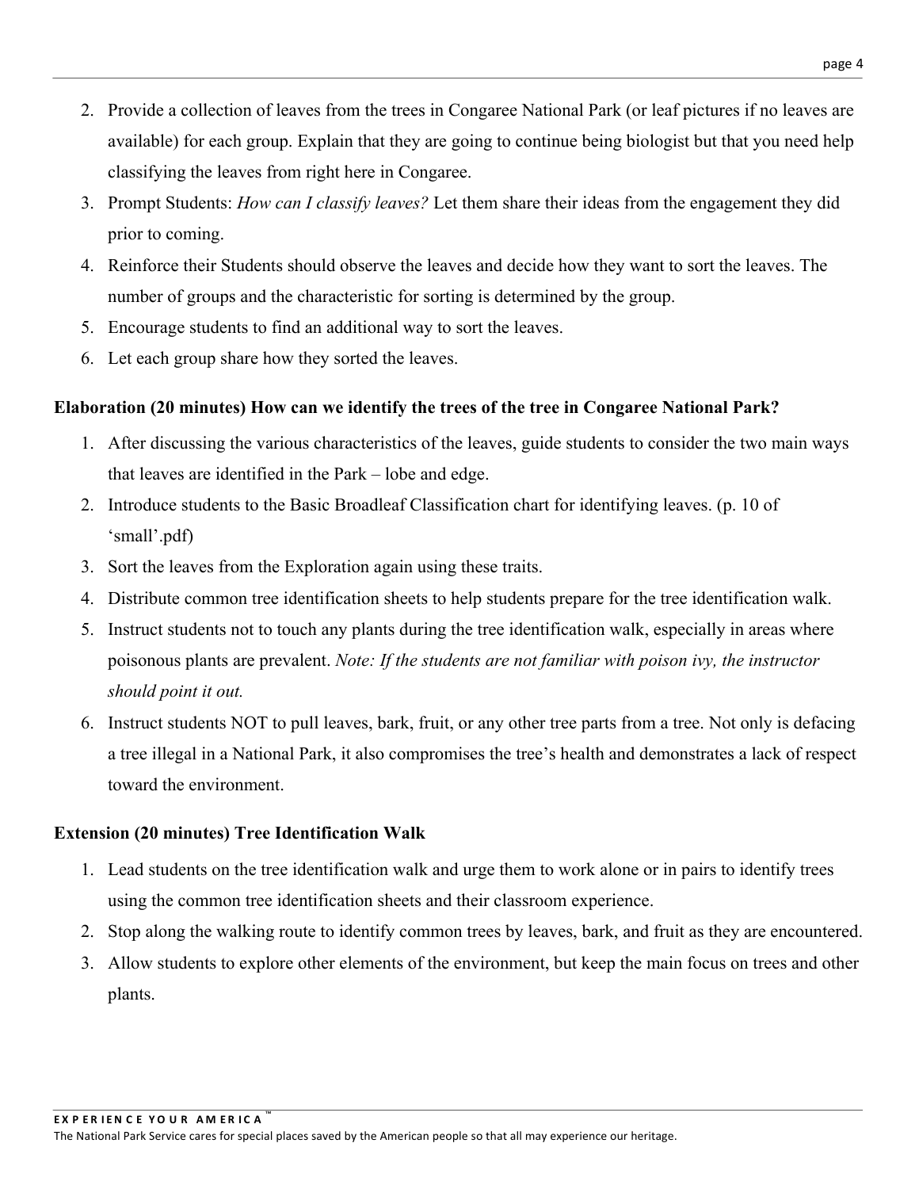2. Provide a collection of leaves from the trees in Congaree National Park (or leaf pictures if no leaves are available) for each group. Explain that they are going to continue being biologist but that you need help classifying the leaves from right here in Congaree.
3. Prompt Students: *How can I classify leaves?* Let them share their ideas from the engagement they did prior to coming.
4. Reinforce their Students should observe the leaves and decide how they want to sort the leaves. The number of groups and the characteristic for sorting is determined by the group.
5. Encourage students to find an additional way to sort the leaves.
6. Let each group share how they sorted the leaves.

**Elaboration (20 minutes) How can we identify the trees of the tree in Congaree National Park?**

1. After discussing the various characteristics of the leaves, guide students to consider the two main ways that leaves are identified in the Park – lobe and edge.
2. Introduce students to the Basic Broadleaf Classification chart for identifying leaves. (p. 10 of 'small'.pdf)
3. Sort the leaves from the Exploration again using these traits.
4. Distribute common tree identification sheets to help students prepare for the tree identification walk.
5. Instruct students not to touch any plants during the tree identification walk, especially in areas where poisonous plants are prevalent. *Note: If the students are not familiar with poison ivy, the instructor should point it out.*
6. Instruct students NOT to pull leaves, bark, fruit, or any other tree parts from a tree. Not only is defacing a tree illegal in a National Park, it also compromises the tree's health and demonstrates a lack of respect toward the environment.

**Extension (20 minutes) Tree Identification Walk**

1. Lead students on the tree identification walk and urge them to work alone or in pairs to identify trees using the common tree identification sheets and their classroom experience.
2. Stop along the walking route to identify common trees by leaves, bark, and fruit as they are encountered.
3. Allow students to explore other elements of the environment, but keep the main focus on trees and other plants.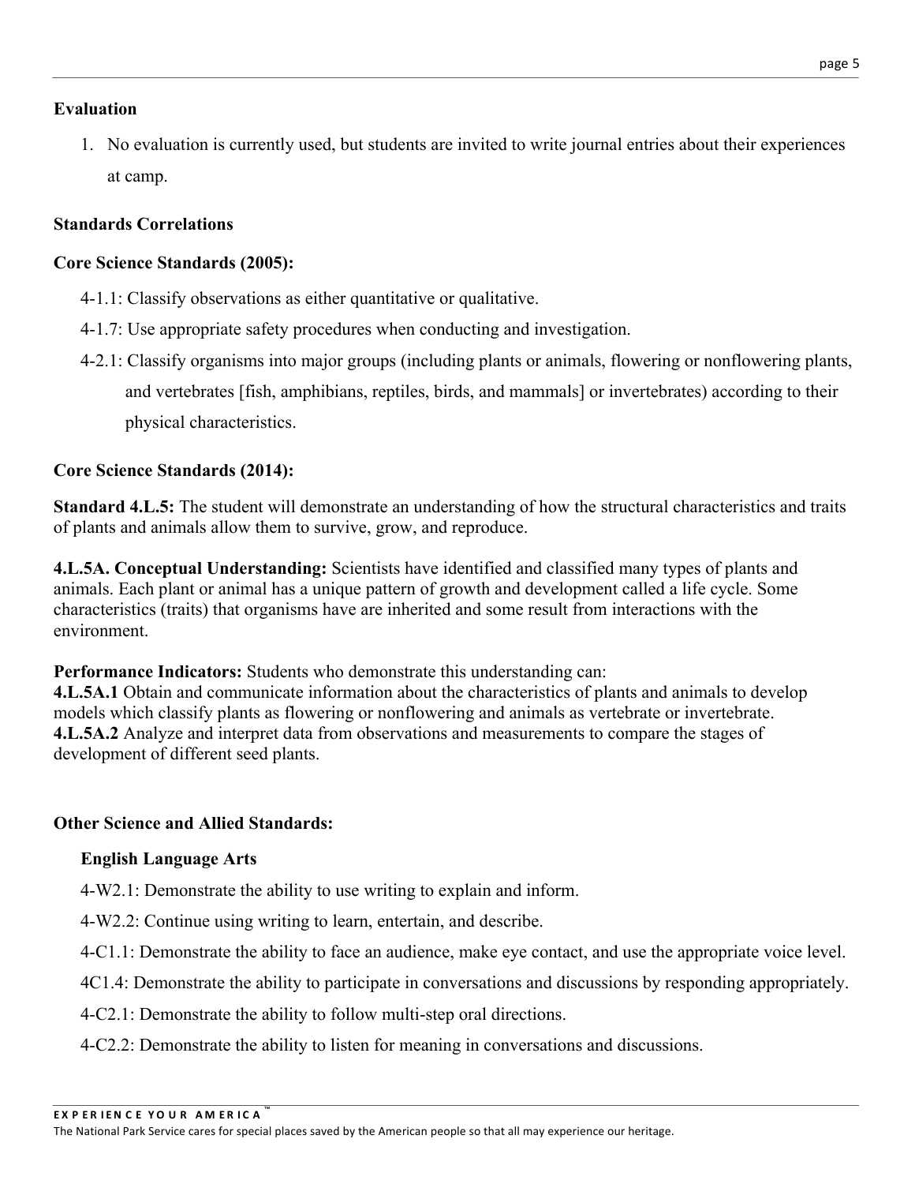**Evaluation**

1. No evaluation is currently used, but students are invited to write journal entries about their experiences at camp.

**Standards Correlations**

**Core Science Standards (2005):**

4-1.1: Classify observations as either quantitative or qualitative.

4-1.7: Use appropriate safety procedures when conducting and investigation.

4-2.1: Classify organisms into major groups (including plants or animals, flowering or nonflowering plants, and vertebrates [fish, amphibians, reptiles, birds, and mammals] or invertebrates) according to their physical characteristics.

**Core Science Standards (2014):**

**Standard 4.L.5:** The student will demonstrate an understanding of how the structural characteristics and traits of plants and animals allow them to survive, grow, and reproduce.

**4.L.5A. Conceptual Understanding:** Scientists have identified and classified many types of plants and animals. Each plant or animal has a unique pattern of growth and development called a life cycle. Some characteristics (traits) that organisms have are inherited and some result from interactions with the environment.

**Performance Indicators:** Students who demonstrate this understanding can:
**4.L.5A.1** Obtain and communicate information about the characteristics of plants and animals to develop models which classify plants as flowering or nonflowering and animals as vertebrate or invertebrate.
**4.L.5A.2** Analyze and interpret data from observations and measurements to compare the stages of development of different seed plants.

**Other Science and Allied Standards:**

**English Language Arts**

4-W2.1: Demonstrate the ability to use writing to explain and inform.

4-W2.2: Continue using writing to learn, entertain, and describe.

4-C1.1: Demonstrate the ability to face an audience, make eye contact, and use the appropriate voice level.

4C1.4: Demonstrate the ability to participate in conversations and discussions by responding appropriately.

4-C2.1: Demonstrate the ability to follow multi-step oral directions.

4-C2.2: Demonstrate the ability to listen for meaning in conversations and discussions.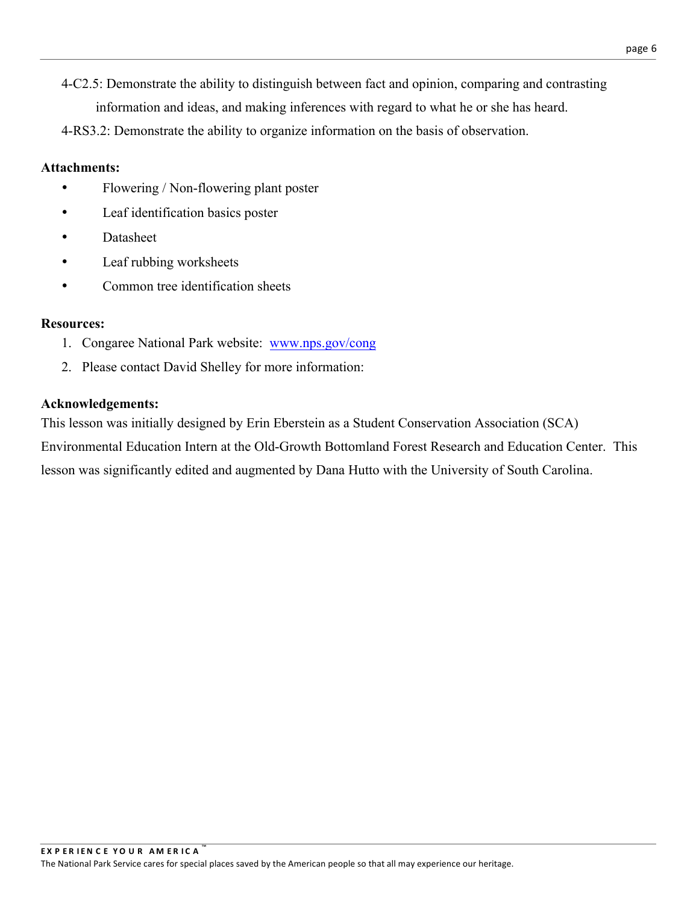4-C2.5: Demonstrate the ability to distinguish between fact and opinion, comparing and contrasting information and ideas, and making inferences with regard to what he or she has heard.

4-RS3.2: Demonstrate the ability to organize information on the basis of observation.

**Attachments:**

- Flowering / Non-flowering plant poster
- Leaf identification basics poster
- Datasheet
- Leaf rubbing worksheets
- Common tree identification sheets

**Resources:**

1. Congaree National Park website: [www.nps.gov/cong](http://www.nps.gov/cong)
2. Please contact David Shelley for more information:

**Acknowledgements:**

This lesson was initially designed by Erin Eberstein as a Student Conservation Association (SCA) Environmental Education Intern at the Old-Growth Bottomland Forest Research and Education Center. This lesson was significantly edited and augmented by Dana Hutto with the University of South Carolina.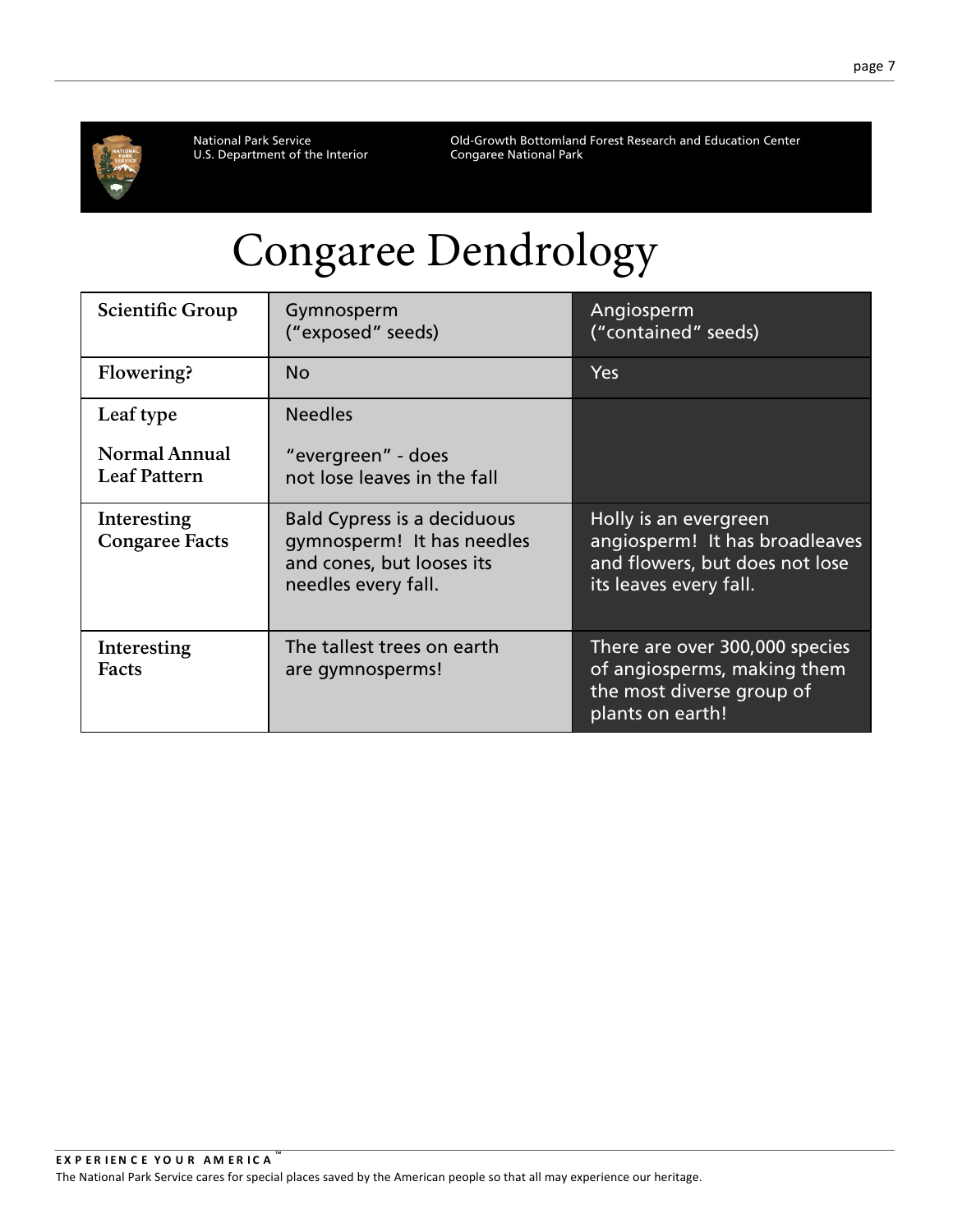National Park Service
U.S. Department of the Interior

Old-Growth Bottomland Forest Research and Education Center
Congaree National Park

# Congaree Dendrology

| Scientific Group | Gymnosperm ("exposed" seeds) | Angiosperm ("contained" seeds) |
|---|---|---|
| Flowering? | No | Yes |
| Leaf type<br><br>Normal Annual Leaf Pattern | Needles<br><br>"evergreen" - does not lose leaves in the fall | |
| Interesting Congaree Facts | Bald Cypress is a deciduous gymnosperm! It has needles and cones, but looses its needles every fall. | Holly is an evergreen angiosperm! It has broadleaves and flowers, but does not lose its leaves every fall. |
| Interesting Facts | The tallest trees on earth are gymnosperms! | There are over 300,000 species of angiosperms, making them the most diverse group of plants on earth! |

EXPERIENCE YOUR AMERICA™
The National Park Service cares for special places saved by the American people so that all may experience our heritage.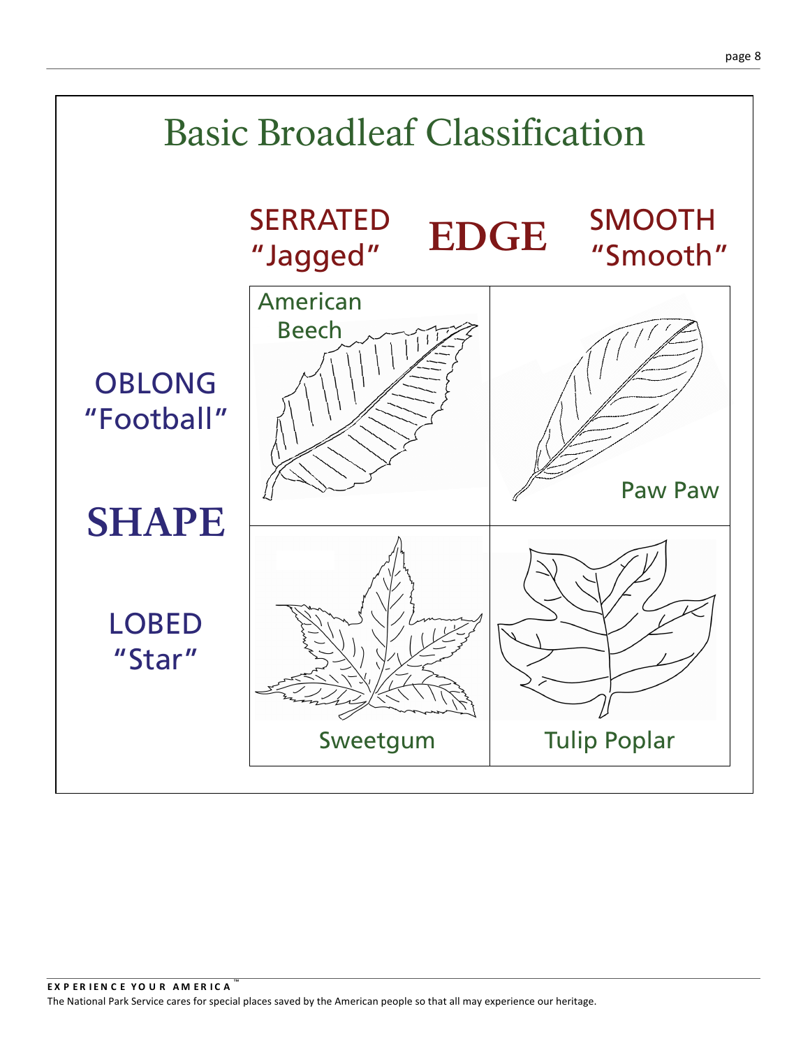# Basic Broadleaf Classification

| SHAPE \ EDGE | SERRATED "Jagged" | SMOOTH "Smooth" |
| --- | --- | --- |
| OBLONG "Football" | American Beech | Paw Paw |
| LOBED "Star" | Sweetgum | Tulip Poplar |

EXPERIENCE YOUR AMERICA™

The National Park Service cares for special places saved by the American people so that all may experience our heritage.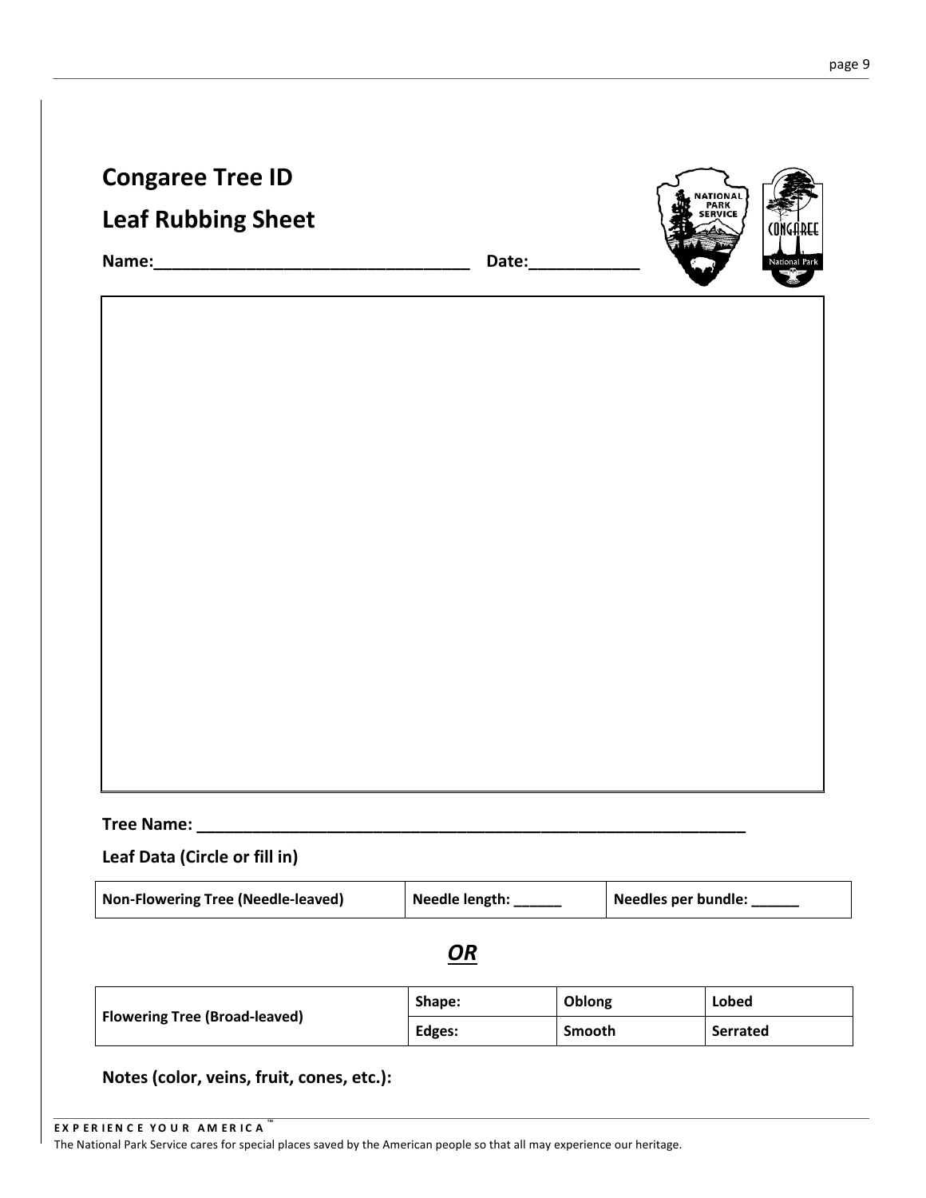## Congaree Tree ID

## Leaf Rubbing Sheet

**Name:__________________________________ Date:____________**

**Tree Name: ______________________________________________________________**

**Leaf Data (Circle or fill in)**

| | | |
|---|---|---|
| **Non-Flowering Tree (Needle-leaved)** | **Needle length: ______** | **Needles per bundle: ______** |

***OR***

| | | | |
|---|---|---|---|
| **Flowering Tree (Broad-leaved)** | **Shape:** | **Oblong** | **Lobed** |
| | **Edges:** | **Smooth** | **Serrated** |

**Notes (color, veins, fruit, cones, etc.):**